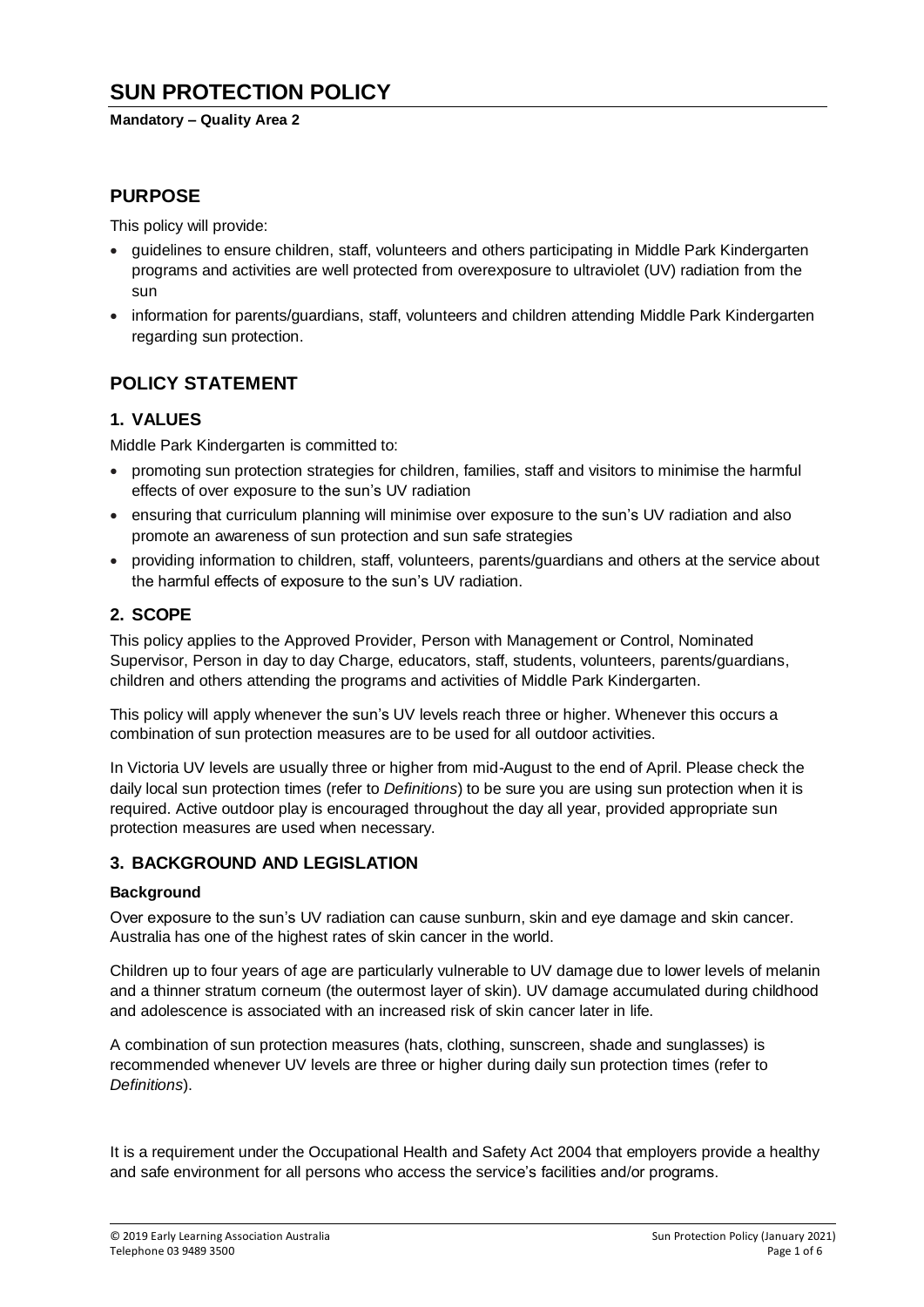# SUN PROTECTION POLICY

**Mandatory – Quality Area 2**

## PURPOSE

This policy will provide:

- guidelines to ensure children, staff, volunteers and others participating in Middle Park Kindergarten programs and activities are well protected from overexposure to ultraviolet (UV) radiation from the sun
- information for parents/guardians, staff, volunteers and children attending Middle Park Kindergarten regarding sun protection.

## POLICY STATEMENT

### 1. VALUES

Middle Park Kindergarten is committed to:

- promoting sun protection strategies for children, families, staff and visitors to minimise the harmful effects of over exposure to the sun's UV radiation
- ensuring that curriculum planning will minimise over exposure to the sun's UV radiation and also promote an awareness of sun protection and sun safe strategies
- providing information to children, staff, volunteers, parents/guardians and others at the service about the harmful effects of exposure to the sun's UV radiation.

### 2. SCOPE

This policy applies to the Approved Provider, Person with Management or Control, Nominated Supervisor, Person in day to day Charge, educators, staff, students, volunteers, parents/guardians, children and others attending the programs and activities of Middle Park Kindergarten.

This policy will apply whenever the sun's UV levels reach three or higher. Whenever this occurs a combination of sun protection measures are to be used for all outdoor activities.

In Victoria UV levels are usually three or higher from mid-August to the end of April. Please check the daily local sun protection times (refer to *Definitions*) to be sure you are using sun protection when it is required. Active outdoor play is encouraged throughout the day all year, provided appropriate sun protection measures are used when necessary.

### 3. BACKGROUND AND LEGISLATION

**Background**

Over exposure to the sun's UV radiation can cause sunburn, skin and eye damage and skin cancer. Australia has one of the highest rates of skin cancer in the world.

Children up to four years of age are particularly vulnerable to UV damage due to lower levels of melanin and a thinner stratum corneum (the outermost layer of skin). UV damage accumulated during childhood and adolescence is associated with an increased risk of skin cancer later in life.

A combination of sun protection measures (hats, clothing, sunscreen, shade and sunglasses) is recommended whenever UV levels are three or higher during daily sun protection times (refer to *Definitions*).

It is a requirement under the Occupational Health and Safety Act 2004 that employers provide a healthy and safe environment for all persons who access the service's facilities and/or programs.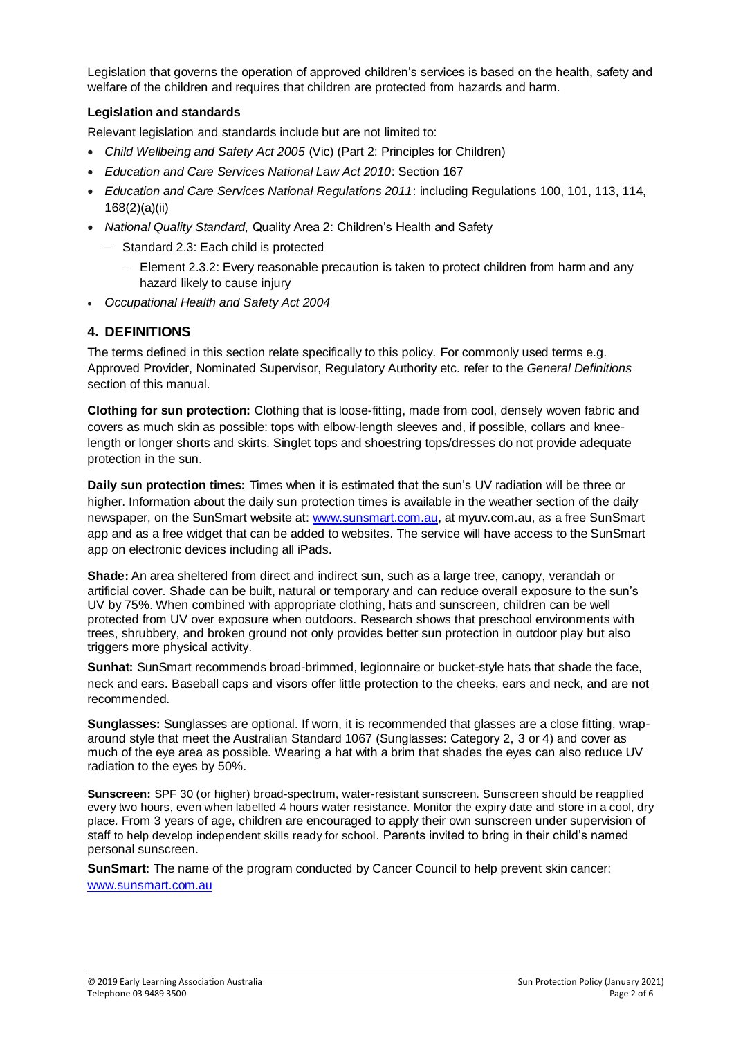Legislation that governs the operation of approved children's services is based on the health, safety and welfare of the children and requires that children are protected from hazards and harm.

**Legislation and standards**

Relevant legislation and standards include but are not limited to:

- *Child Wellbeing and Safety Act 2005* (Vic) (Part 2: Principles for Children)
- *Education and Care Services National Law Act 2010*: Section 167
- *Education and Care Services National Regulations 2011*: including Regulations 100, 101, 113, 114, 168(2)(a)(ii)
- *National Quality Standard,* Quality Area 2: Children's Health and Safety
  - Standard 2.3: Each child is protected
    - Element 2.3.2: Every reasonable precaution is taken to protect children from harm and any hazard likely to cause injury
- *Occupational Health and Safety Act 2004*

## 4. DEFINITIONS

The terms defined in this section relate specifically to this policy. For commonly used terms e.g. Approved Provider, Nominated Supervisor, Regulatory Authority etc. refer to the *General Definitions* section of this manual.

**Clothing for sun protection:** Clothing that is loose-fitting, made from cool, densely woven fabric and covers as much skin as possible: tops with elbow-length sleeves and, if possible, collars and knee-length or longer shorts and skirts. Singlet tops and shoestring tops/dresses do not provide adequate protection in the sun.

**Daily sun protection times:** Times when it is estimated that the sun's UV radiation will be three or higher. Information about the daily sun protection times is available in the weather section of the daily newspaper, on the SunSmart website at: www.sunsmart.com.au, at myuv.com.au, as a free SunSmart app and as a free widget that can be added to websites. The service will have access to the SunSmart app on electronic devices including all iPads.

**Shade:** An area sheltered from direct and indirect sun, such as a large tree, canopy, verandah or artificial cover. Shade can be built, natural or temporary and can reduce overall exposure to the sun's UV by 75%. When combined with appropriate clothing, hats and sunscreen, children can be well protected from UV over exposure when outdoors. Research shows that preschool environments with trees, shrubbery, and broken ground not only provides better sun protection in outdoor play but also triggers more physical activity.

**Sunhat:** SunSmart recommends broad-brimmed, legionnaire or bucket-style hats that shade the face, neck and ears. Baseball caps and visors offer little protection to the cheeks, ears and neck, and are not recommended.

**Sunglasses:** Sunglasses are optional. If worn, it is recommended that glasses are a close fitting, wrap-around style that meet the Australian Standard 1067 (Sunglasses: Category 2, 3 or 4) and cover as much of the eye area as possible. Wearing a hat with a brim that shades the eyes can also reduce UV radiation to the eyes by 50%.

**Sunscreen:** SPF 30 (or higher) broad-spectrum, water-resistant sunscreen. Sunscreen should be reapplied every two hours, even when labelled 4 hours water resistance. Monitor the expiry date and store in a cool, dry place. From 3 years of age, children are encouraged to apply their own sunscreen under supervision of staff to help develop independent skills ready for school. Parents invited to bring in their child's named personal sunscreen.

**SunSmart:** The name of the program conducted by Cancer Council to help prevent skin cancer: www.sunsmart.com.au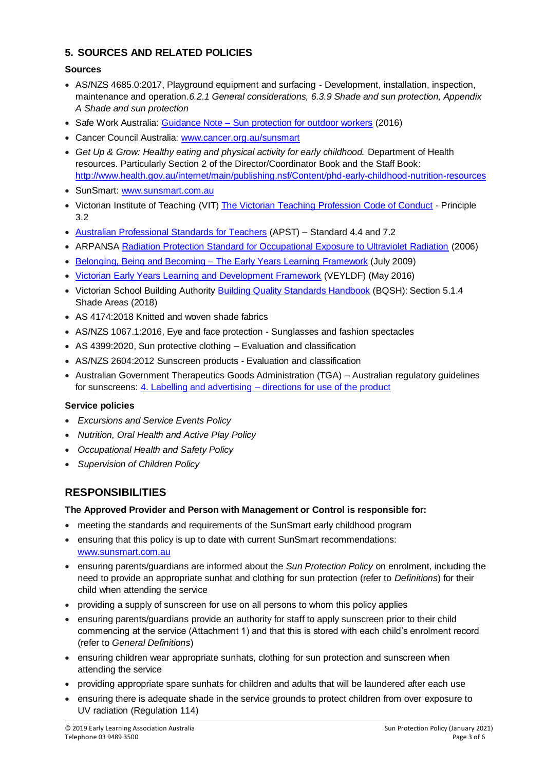## 5. SOURCES AND RELATED POLICIES

### Sources

- AS/NZS 4685.0:2017, Playground equipment and surfacing - Development, installation, inspection, maintenance and operation.*6.2.1 General considerations, 6.3.9 Shade and sun protection, Appendix A Shade and sun protection*
- Safe Work Australia: Guidance Note – Sun protection for outdoor workers (2016)
- Cancer Council Australia: www.cancer.org.au/sunsmart
- *Get Up & Grow: Healthy eating and physical activity for early childhood.* Department of Health resources. Particularly Section 2 of the Director/Coordinator Book and the Staff Book: http://www.health.gov.au/internet/main/publishing.nsf/Content/phd-early-childhood-nutrition-resources
- SunSmart: www.sunsmart.com.au
- Victorian Institute of Teaching (VIT) The Victorian Teaching Profession Code of Conduct - Principle 3.2
- Australian Professional Standards for Teachers (APST) – Standard 4.4 and 7.2
- ARPANSA Radiation Protection Standard for Occupational Exposure to Ultraviolet Radiation (2006)
- Belonging, Being and Becoming – The Early Years Learning Framework (July 2009)
- Victorian Early Years Learning and Development Framework (VEYLDF) (May 2016)
- Victorian School Building Authority Building Quality Standards Handbook (BQSH): Section 5.1.4 Shade Areas (2018)
- AS 4174:2018 Knitted and woven shade fabrics
- AS/NZS 1067.1:2016, Eye and face protection - Sunglasses and fashion spectacles
- AS 4399:2020, Sun protective clothing – Evaluation and classification
- AS/NZS 2604:2012 Sunscreen products - Evaluation and classification
- Australian Government Therapeutics Goods Administration (TGA) – Australian regulatory guidelines for sunscreens: 4. Labelling and advertising – directions for use of the product

### Service policies

- *Excursions and Service Events Policy*
- *Nutrition, Oral Health and Active Play Policy*
- *Occupational Health and Safety Policy*
- *Supervision of Children Policy*

## RESPONSIBILITIES

**The Approved Provider and Person with Management or Control is responsible for:**

- meeting the standards and requirements of the SunSmart early childhood program
- ensuring that this policy is up to date with current SunSmart recommendations: www.sunsmart.com.au
- ensuring parents/guardians are informed about the *Sun Protection Policy* on enrolment, including the need to provide an appropriate sunhat and clothing for sun protection (refer to *Definitions*) for their child when attending the service
- providing a supply of sunscreen for use on all persons to whom this policy applies
- ensuring parents/guardians provide an authority for staff to apply sunscreen prior to their child commencing at the service (Attachment 1) and that this is stored with each child's enrolment record (refer to *General Definitions*)
- ensuring children wear appropriate sunhats, clothing for sun protection and sunscreen when attending the service
- providing appropriate spare sunhats for children and adults that will be laundered after each use
- ensuring there is adequate shade in the service grounds to protect children from over exposure to UV radiation (Regulation 114)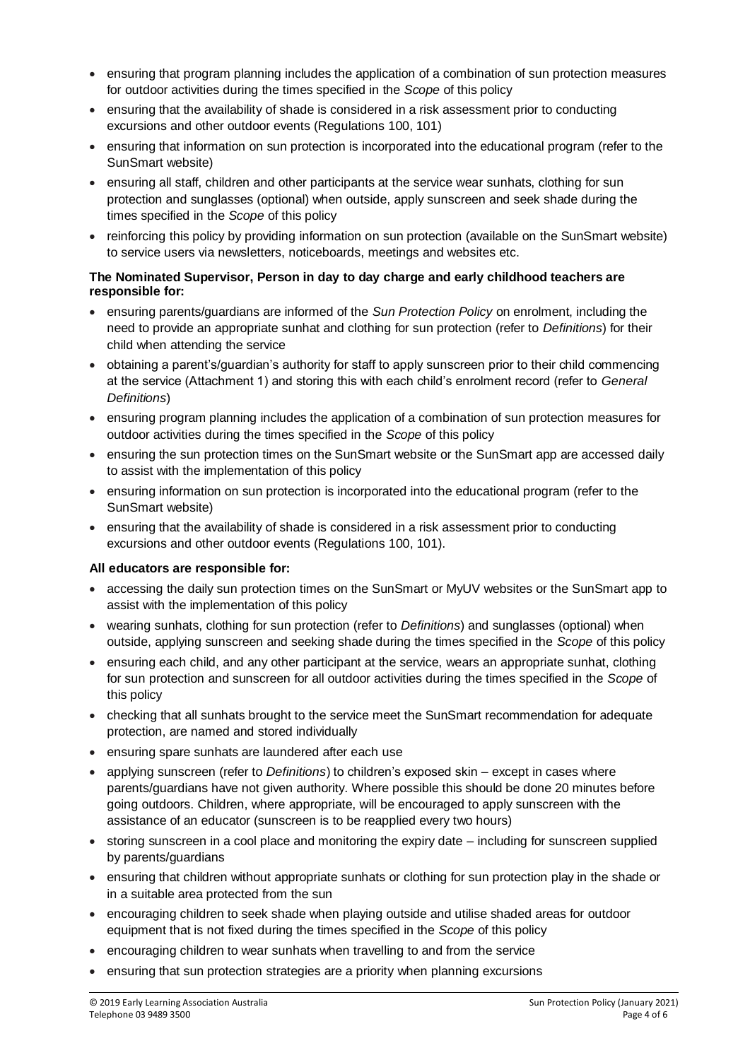- ensuring that program planning includes the application of a combination of sun protection measures for outdoor activities during the times specified in the *Scope* of this policy
- ensuring that the availability of shade is considered in a risk assessment prior to conducting excursions and other outdoor events (Regulations 100, 101)
- ensuring that information on sun protection is incorporated into the educational program (refer to the SunSmart website)
- ensuring all staff, children and other participants at the service wear sunhats, clothing for sun protection and sunglasses (optional) when outside, apply sunscreen and seek shade during the times specified in the *Scope* of this policy
- reinforcing this policy by providing information on sun protection (available on the SunSmart website) to service users via newsletters, noticeboards, meetings and websites etc.

**The Nominated Supervisor, Person in day to day charge and early childhood teachers are responsible for:**

- ensuring parents/guardians are informed of the *Sun Protection Policy* on enrolment, including the need to provide an appropriate sunhat and clothing for sun protection (refer to *Definitions*) for their child when attending the service
- obtaining a parent's/guardian's authority for staff to apply sunscreen prior to their child commencing at the service (Attachment 1) and storing this with each child's enrolment record (refer to *General Definitions*)
- ensuring program planning includes the application of a combination of sun protection measures for outdoor activities during the times specified in the *Scope* of this policy
- ensuring the sun protection times on the SunSmart website or the SunSmart app are accessed daily to assist with the implementation of this policy
- ensuring information on sun protection is incorporated into the educational program (refer to the SunSmart website)
- ensuring that the availability of shade is considered in a risk assessment prior to conducting excursions and other outdoor events (Regulations 100, 101).

**All educators are responsible for:**

- accessing the daily sun protection times on the SunSmart or MyUV websites or the SunSmart app to assist with the implementation of this policy
- wearing sunhats, clothing for sun protection (refer to *Definitions*) and sunglasses (optional) when outside, applying sunscreen and seeking shade during the times specified in the *Scope* of this policy
- ensuring each child, and any other participant at the service, wears an appropriate sunhat, clothing for sun protection and sunscreen for all outdoor activities during the times specified in the *Scope* of this policy
- checking that all sunhats brought to the service meet the SunSmart recommendation for adequate protection, are named and stored individually
- ensuring spare sunhats are laundered after each use
- applying sunscreen (refer to *Definitions*) to children's exposed skin – except in cases where parents/guardians have not given authority. Where possible this should be done 20 minutes before going outdoors. Children, where appropriate, will be encouraged to apply sunscreen with the assistance of an educator (sunscreen is to be reapplied every two hours)
- storing sunscreen in a cool place and monitoring the expiry date – including for sunscreen supplied by parents/guardians
- ensuring that children without appropriate sunhats or clothing for sun protection play in the shade or in a suitable area protected from the sun
- encouraging children to seek shade when playing outside and utilise shaded areas for outdoor equipment that is not fixed during the times specified in the *Scope* of this policy
- encouraging children to wear sunhats when travelling to and from the service
- ensuring that sun protection strategies are a priority when planning excursions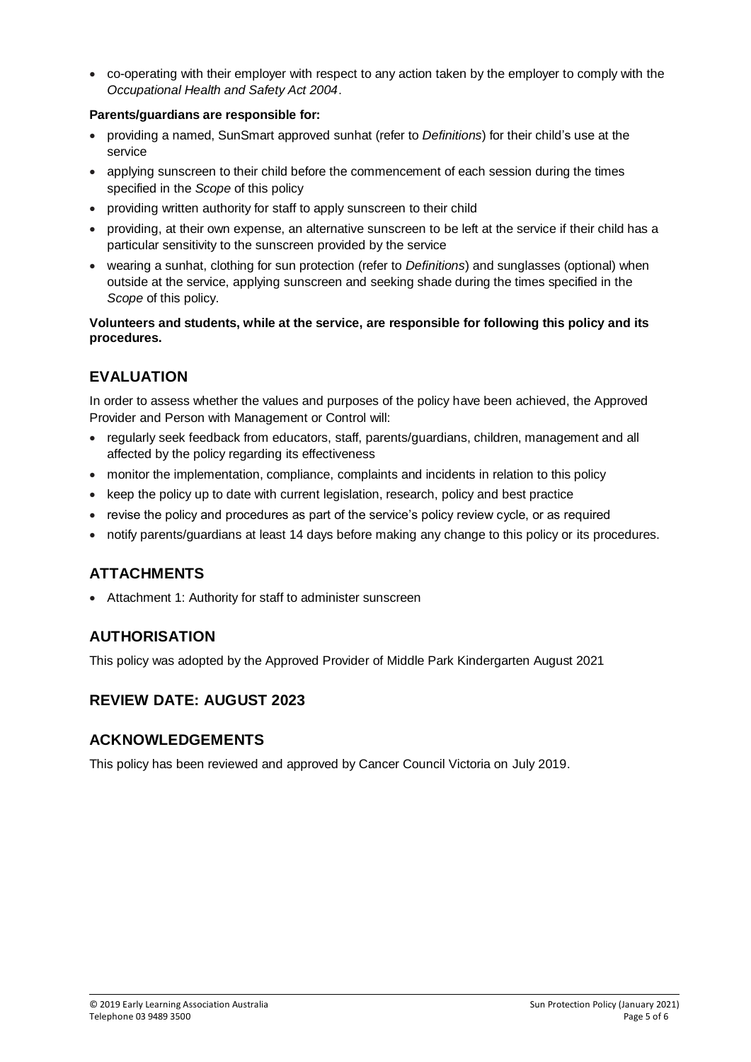- co-operating with their employer with respect to any action taken by the employer to comply with the *Occupational Health and Safety Act 2004*.

**Parents/guardians are responsible for:**

- providing a named, SunSmart approved sunhat (refer to *Definitions*) for their child's use at the service
- applying sunscreen to their child before the commencement of each session during the times specified in the *Scope* of this policy
- providing written authority for staff to apply sunscreen to their child
- providing, at their own expense, an alternative sunscreen to be left at the service if their child has a particular sensitivity to the sunscreen provided by the service
- wearing a sunhat, clothing for sun protection (refer to *Definitions*) and sunglasses (optional) when outside at the service, applying sunscreen and seeking shade during the times specified in the *Scope* of this policy.

**Volunteers and students, while at the service, are responsible for following this policy and its procedures.**

## EVALUATION

In order to assess whether the values and purposes of the policy have been achieved, the Approved Provider and Person with Management or Control will:

- regularly seek feedback from educators, staff, parents/guardians, children, management and all affected by the policy regarding its effectiveness
- monitor the implementation, compliance, complaints and incidents in relation to this policy
- keep the policy up to date with current legislation, research, policy and best practice
- revise the policy and procedures as part of the service's policy review cycle, or as required
- notify parents/guardians at least 14 days before making any change to this policy or its procedures.

## ATTACHMENTS

- Attachment 1: Authority for staff to administer sunscreen

## AUTHORISATION

This policy was adopted by the Approved Provider of Middle Park Kindergarten August 2021

## REVIEW DATE: AUGUST 2023

## ACKNOWLEDGEMENTS

This policy has been reviewed and approved by Cancer Council Victoria on July 2019.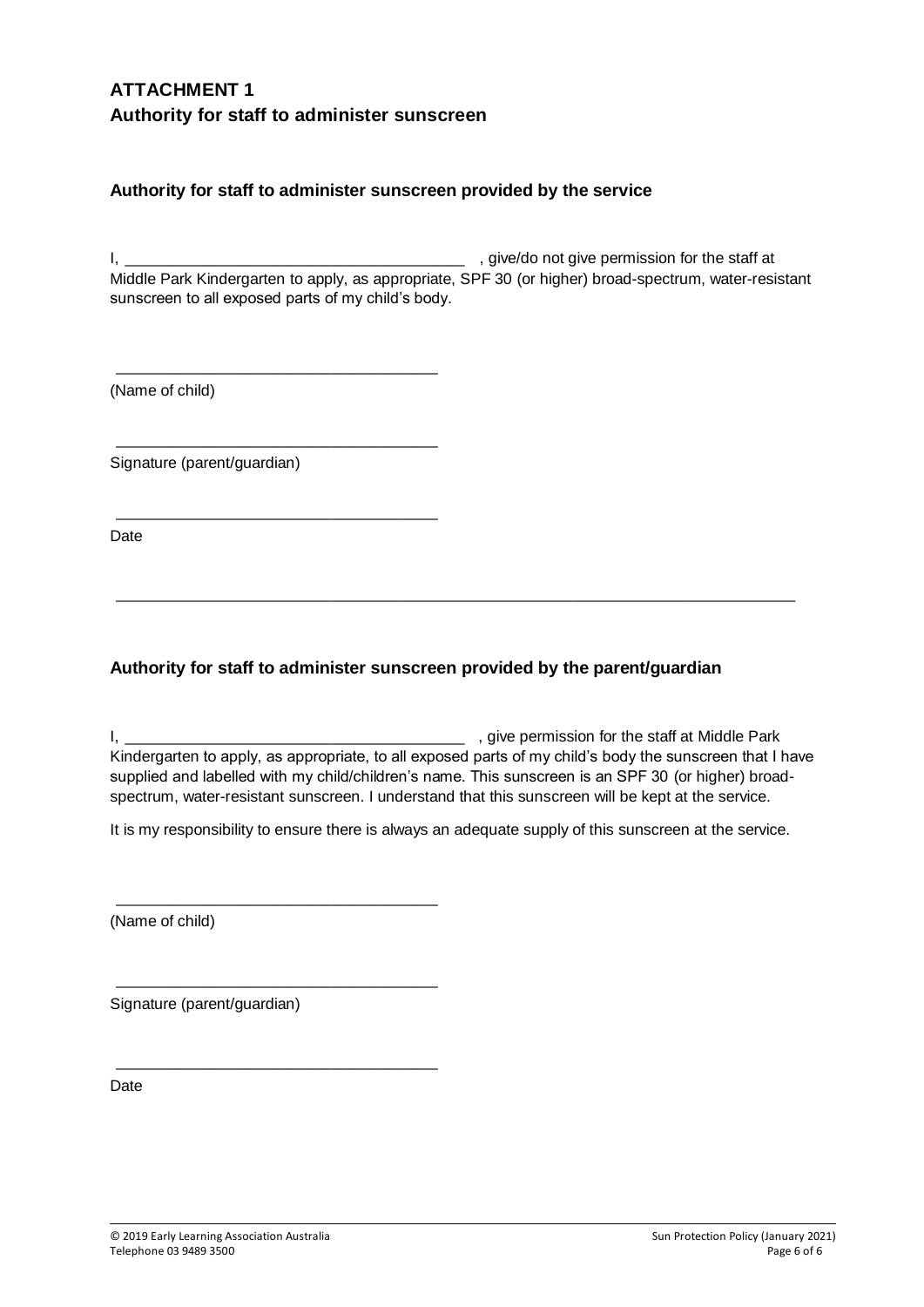## ATTACHMENT 1
## Authority for staff to administer sunscreen

### Authority for staff to administer sunscreen provided by the service

I, _______________________________________ , give/do not give permission for the staff at Middle Park Kindergarten to apply, as appropriate, SPF 30 (or higher) broad-spectrum, water-resistant sunscreen to all exposed parts of my child's body.

_____________________________________

(Name of child)

_____________________________________

Signature (parent/guardian)

_____________________________________

Date

---

### Authority for staff to administer sunscreen provided by the parent/guardian

I, _______________________________________ , give permission for the staff at Middle Park Kindergarten to apply, as appropriate, to all exposed parts of my child's body the sunscreen that I have supplied and labelled with my child/children's name. This sunscreen is an SPF 30 (or higher) broad-spectrum, water-resistant sunscreen. I understand that this sunscreen will be kept at the service.

It is my responsibility to ensure there is always an adequate supply of this sunscreen at the service.

_____________________________________

(Name of child)

_____________________________________

Signature (parent/guardian)

_____________________________________

Date